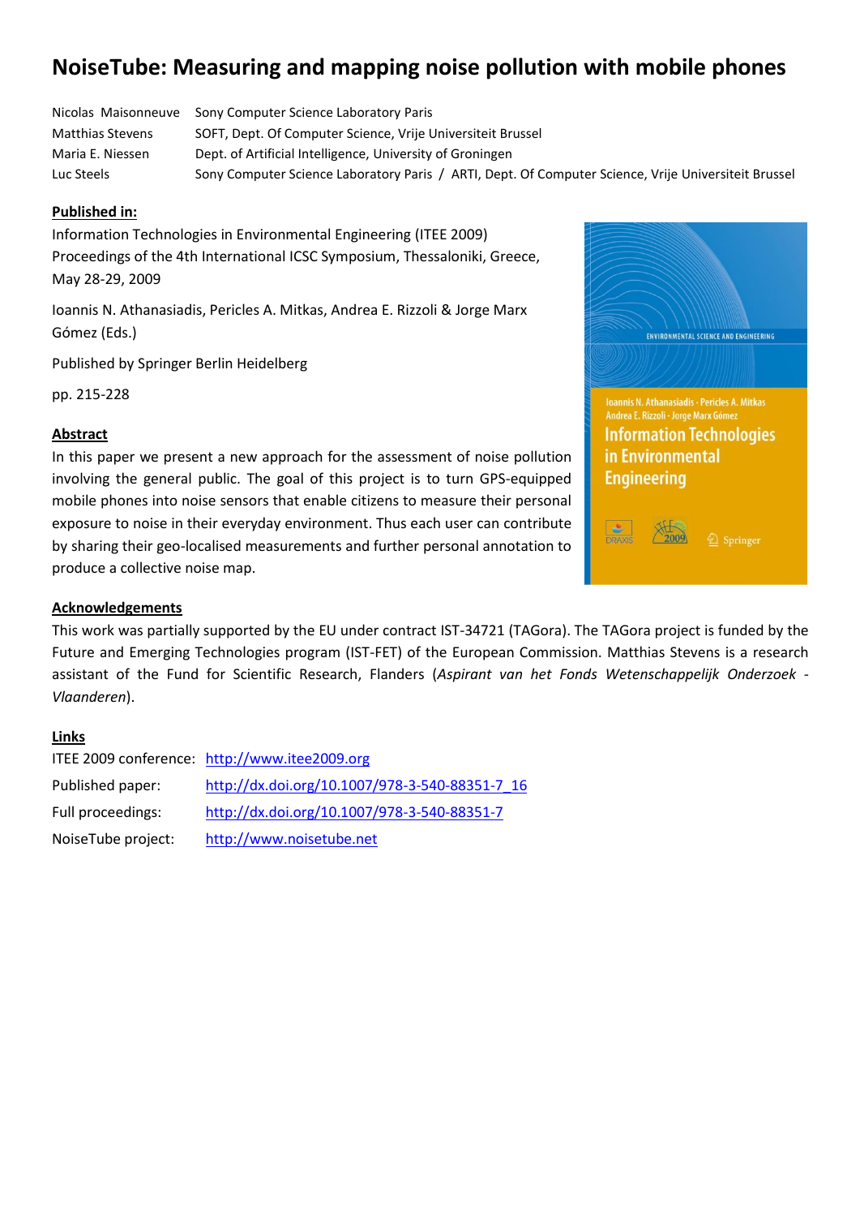# NoiseTube: Measuring and mapping noise pollution with mobile phones

| | |
|---|---|
| Nicolas Maisonneuve | Sony Computer Science Laboratory Paris |
| Matthias Stevens | SOFT, Dept. Of Computer Science, Vrije Universiteit Brussel |
| Maria E. Niessen | Dept. of Artificial Intelligence, University of Groningen |
| Luc Steels | Sony Computer Science Laboratory Paris / ARTI, Dept. Of Computer Science, Vrije Universiteit Brussel |

**Published in:**

Information Technologies in Environmental Engineering (ITEE 2009)
Proceedings of the 4th International ICSC Symposium, Thessaloniki, Greece, May 28-29, 2009

Ioannis N. Athanasiadis, Pericles A. Mitkas, Andrea E. Rizzoli & Jorge Marx Gómez (Eds.)

Published by Springer Berlin Heidelberg

pp. 215-228

**Abstract**

In this paper we present a new approach for the assessment of noise pollution involving the general public. The goal of this project is to turn GPS-equipped mobile phones into noise sensors that enable citizens to measure their personal exposure to noise in their everyday environment. Thus each user can contribute by sharing their geo-localised measurements and further personal annotation to produce a collective noise map.

**Acknowledgements**

This work was partially supported by the EU under contract IST-34721 (TAGora). The TAGora project is funded by the Future and Emerging Technologies program (IST-FET) of the European Commission. Matthias Stevens is a research assistant of the Fund for Scientific Research, Flanders (*Aspirant van het Fonds Wetenschappelijk Onderzoek - Vlaanderen*).

**Links**

| | |
|---|---|
| ITEE 2009 conference: | http://www.itee2009.org |
| Published paper: | http://dx.doi.org/10.1007/978-3-540-88351-7_16 |
| Full proceedings: | http://dx.doi.org/10.1007/978-3-540-88351-7 |
| NoiseTube project: | http://www.noisetube.net |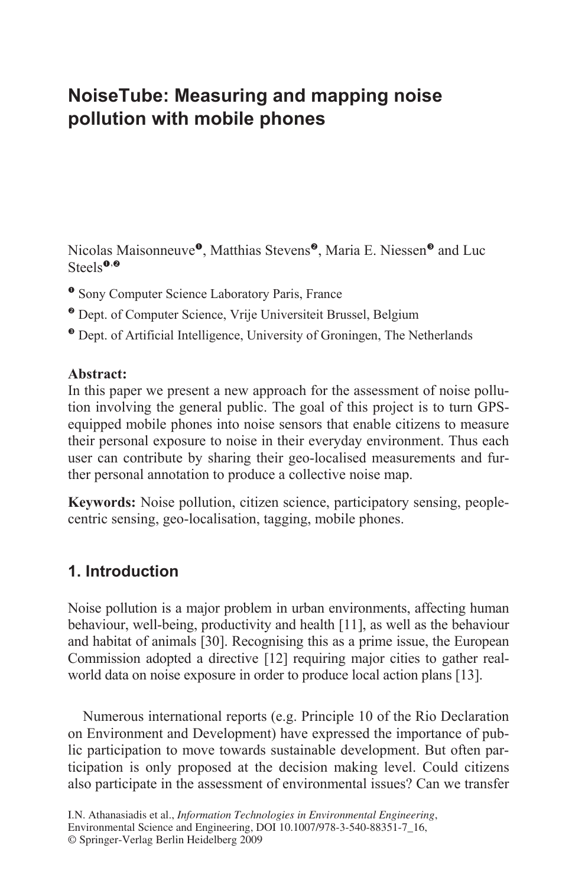# NoiseTube: Measuring and mapping noise pollution with mobile phones

Nicolas Maisonneuve[1], Matthias Stevens[2], Maria E. Niessen[3] and Luc Steels[1,2]

[1] Sony Computer Science Laboratory Paris, France

[2] Dept. of Computer Science, Vrije Universiteit Brussel, Belgium

[3] Dept. of Artificial Intelligence, University of Groningen, The Netherlands

**Abstract:**
In this paper we present a new approach for the assessment of noise pollution involving the general public. The goal of this project is to turn GPS-equipped mobile phones into noise sensors that enable citizens to measure their personal exposure to noise in their everyday environment. Thus each user can contribute by sharing their geo-localised measurements and further personal annotation to produce a collective noise map.

**Keywords:** Noise pollution, citizen science, participatory sensing, people-centric sensing, geo-localisation, tagging, mobile phones.

## 1. Introduction

Noise pollution is a major problem in urban environments, affecting human behaviour, well-being, productivity and health [11], as well as the behaviour and habitat of animals [30]. Recognising this as a prime issue, the European Commission adopted a directive [12] requiring major cities to gather real-world data on noise exposure in order to produce local action plans [13].

Numerous international reports (e.g. Principle 10 of the Rio Declaration on Environment and Development) have expressed the importance of public participation to move towards sustainable development. But often participation is only proposed at the decision making level. Could citizens also participate in the assessment of environmental issues? Can we transfer

I.N. Athanasiadis et al., *Information Technologies in Environmental Engineering*, Environmental Science and Engineering, DOI 10.1007/978-3-540-88351-7_16, © Springer-Verlag Berlin Heidelberg 2009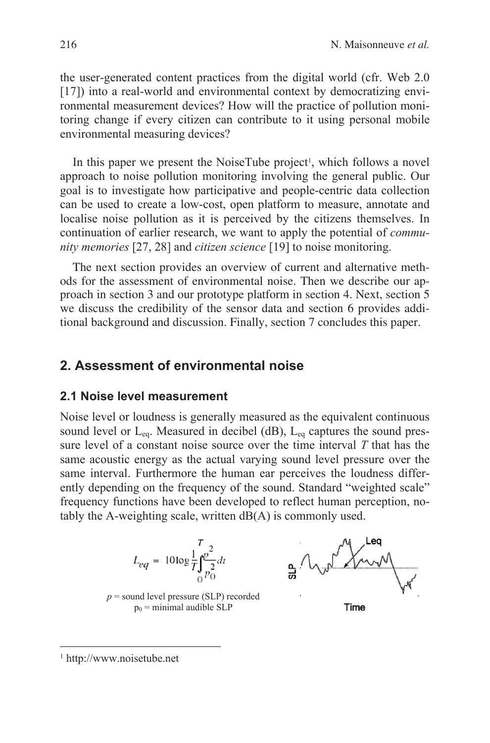the user-generated content practices from the digital world (cfr. Web 2.0 [17]) into a real-world and environmental context by democratizing environmental measurement devices? How will the practice of pollution monitoring change if every citizen can contribute to it using personal mobile environmental measuring devices?

In this paper we present the NoiseTube project[1], which follows a novel approach to noise pollution monitoring involving the general public. Our goal is to investigate how participative and people-centric data collection can be used to create a low-cost, open platform to measure, annotate and localise noise pollution as it is perceived by the citizens themselves. In continuation of earlier research, we want to apply the potential of *community memories* [27, 28] and *citizen science* [19] to noise monitoring.

The next section provides an overview of current and alternative methods for the assessment of environmental noise. Then we describe our approach in section 3 and our prototype platform in section 4. Next, section 5 we discuss the credibility of the sensor data and section 6 provides additional background and discussion. Finally, section 7 concludes this paper.

## 2. Assessment of environmental noise

### 2.1 Noise level measurement

Noise level or loudness is generally measured as the equivalent continuous sound level or $L_{eq}$. Measured in decibel (dB), $L_{eq}$ captures the sound pressure level of a constant noise source over the time interval $T$ that has the same acoustic energy as the actual varying sound level pressure over the same interval. Furthermore the human ear perceives the loudness differently depending on the frequency of the sound. Standard "weighted scale" frequency functions have been developed to reflect human perception, notably the A-weighting scale, written dB(A) is commonly used.

$$L_{eq} = 10 \log \frac{1}{T} \int_{0}^{T} \frac{p^2}{p_0^2} dt$$

$p$ = sound level pressure (SLP) recorded
$p_0$ = minimal audible SLP

[1] http://www.noisetube.net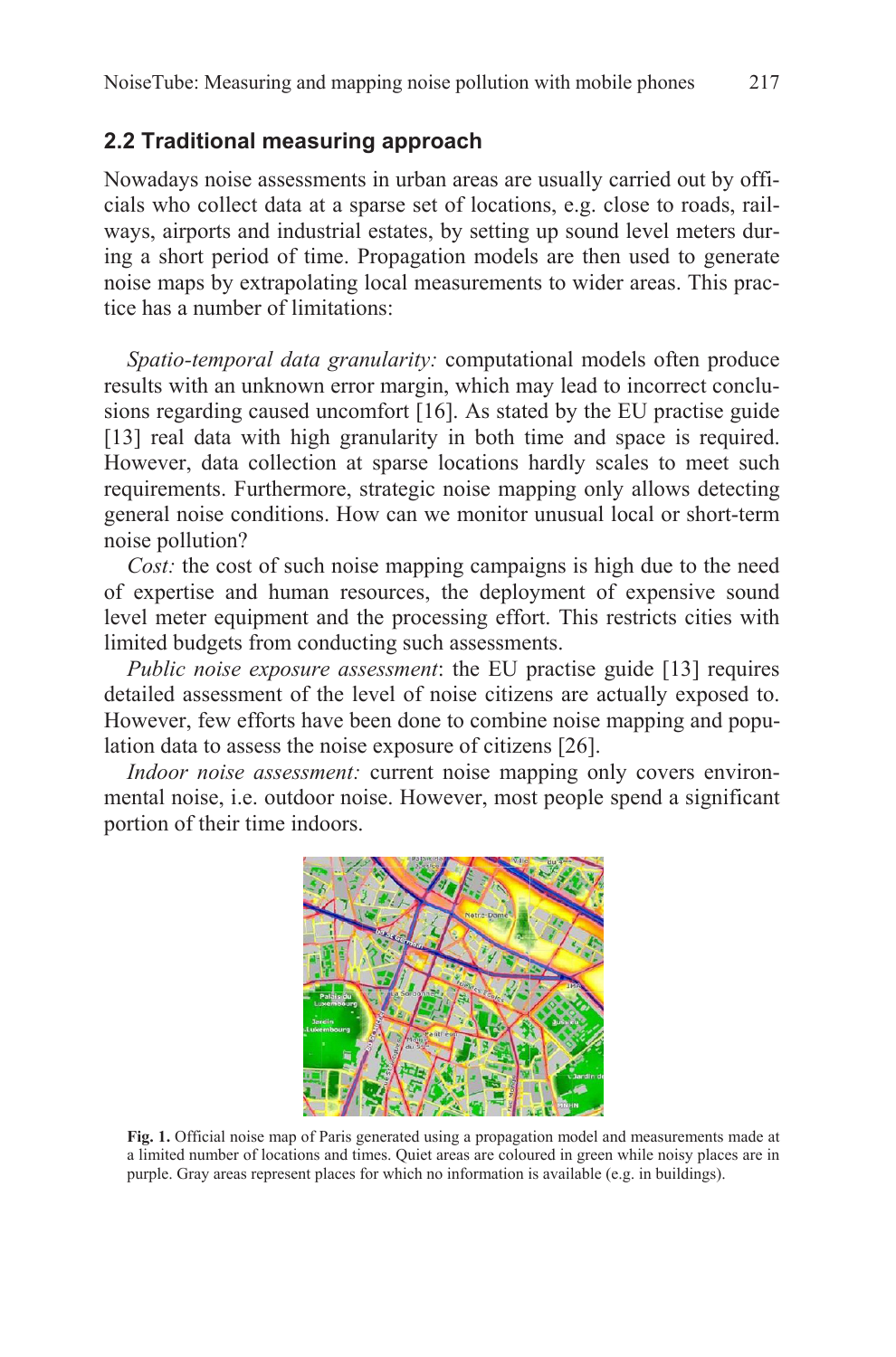## 2.2 Traditional measuring approach

Nowadays noise assessments in urban areas are usually carried out by officials who collect data at a sparse set of locations, e.g. close to roads, railways, airports and industrial estates, by setting up sound level meters during a short period of time. Propagation models are then used to generate noise maps by extrapolating local measurements to wider areas. This practice has a number of limitations:

*Spatio-temporal data granularity:* computational models often produce results with an unknown error margin, which may lead to incorrect conclusions regarding caused uncomfort [16]. As stated by the EU practise guide [13] real data with high granularity in both time and space is required. However, data collection at sparse locations hardly scales to meet such requirements. Furthermore, strategic noise mapping only allows detecting general noise conditions. How can we monitor unusual local or short-term noise pollution?

*Cost:* the cost of such noise mapping campaigns is high due to the need of expertise and human resources, the deployment of expensive sound level meter equipment and the processing effort. This restricts cities with limited budgets from conducting such assessments.

*Public noise exposure assessment*: the EU practise guide [13] requires detailed assessment of the level of noise citizens are actually exposed to. However, few efforts have been done to combine noise mapping and population data to assess the noise exposure of citizens [26].

*Indoor noise assessment:* current noise mapping only covers environmental noise, i.e. outdoor noise. However, most people spend a significant portion of their time indoors.

**Fig. 1.** Official noise map of Paris generated using a propagation model and measurements made at a limited number of locations and times. Quiet areas are coloured in green while noisy places are in purple. Gray areas represent places for which no information is available (e.g. in buildings).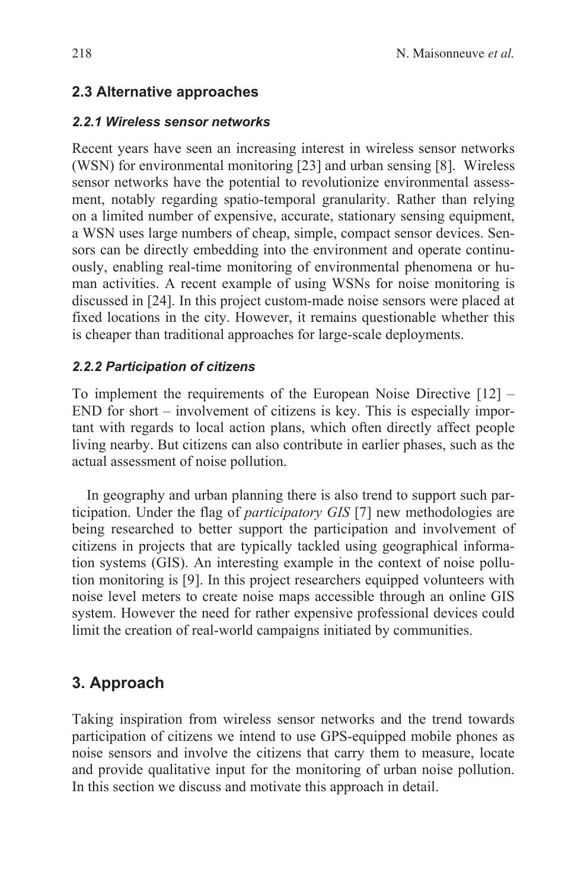## 2.3 Alternative approaches

### *2.2.1 Wireless sensor networks*

Recent years have seen an increasing interest in wireless sensor networks (WSN) for environmental monitoring [23] and urban sensing [8]. Wireless sensor networks have the potential to revolutionize environmental assessment, notably regarding spatio-temporal granularity. Rather than relying on a limited number of expensive, accurate, stationary sensing equipment, a WSN uses large numbers of cheap, simple, compact sensor devices. Sensors can be directly embedding into the environment and operate continuously, enabling real-time monitoring of environmental phenomena or human activities. A recent example of using WSNs for noise monitoring is discussed in [24]. In this project custom-made noise sensors were placed at fixed locations in the city. However, it remains questionable whether this is cheaper than traditional approaches for large-scale deployments.

### *2.2.2 Participation of citizens*

To implement the requirements of the European Noise Directive [12] – END for short – involvement of citizens is key. This is especially important with regards to local action plans, which often directly affect people living nearby. But citizens can also contribute in earlier phases, such as the actual assessment of noise pollution.

In geography and urban planning there is also trend to support such participation. Under the flag of *participatory GIS* [7] new methodologies are being researched to better support the participation and involvement of citizens in projects that are typically tackled using geographical information systems (GIS). An interesting example in the context of noise pollution monitoring is [9]. In this project researchers equipped volunteers with noise level meters to create noise maps accessible through an online GIS system. However the need for rather expensive professional devices could limit the creation of real-world campaigns initiated by communities.

## 3. Approach

Taking inspiration from wireless sensor networks and the trend towards participation of citizens we intend to use GPS-equipped mobile phones as noise sensors and involve the citizens that carry them to measure, locate and provide qualitative input for the monitoring of urban noise pollution. In this section we discuss and motivate this approach in detail.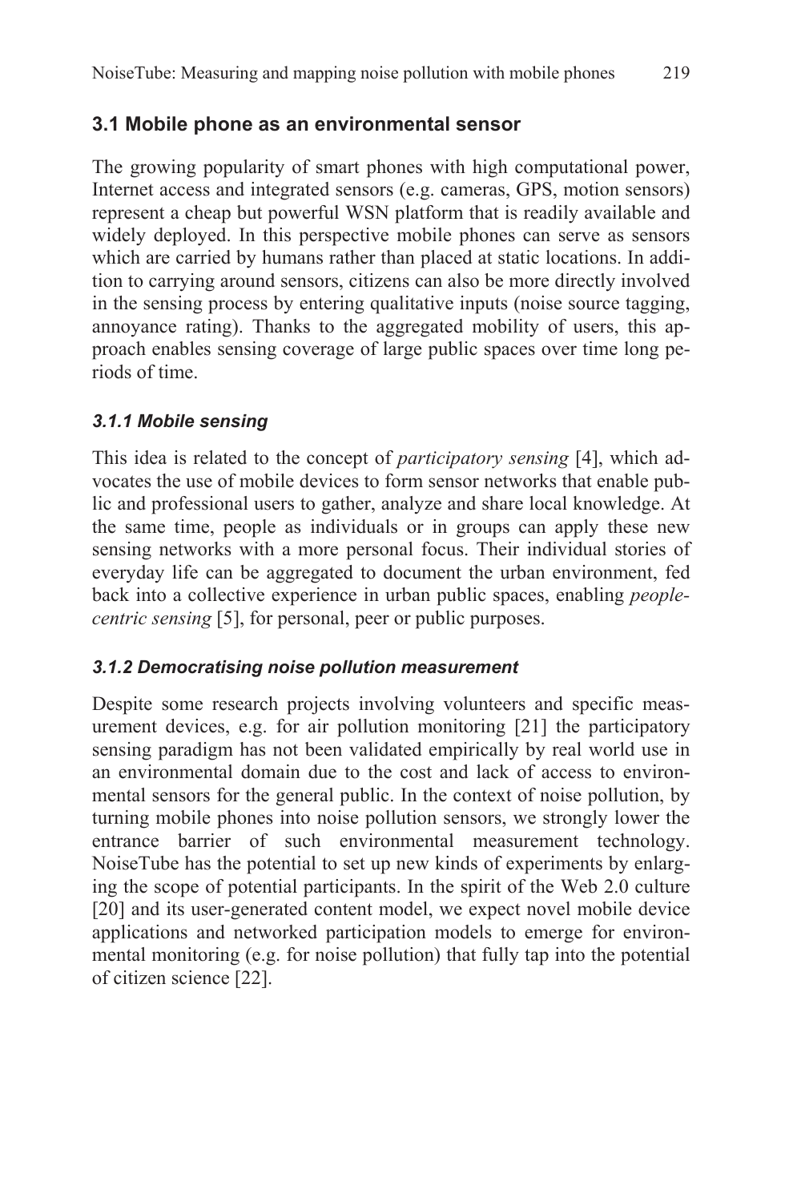### 3.1 Mobile phone as an environmental sensor

The growing popularity of smart phones with high computational power, Internet access and integrated sensors (e.g. cameras, GPS, motion sensors) represent a cheap but powerful WSN platform that is readily available and widely deployed. In this perspective mobile phones can serve as sensors which are carried by humans rather than placed at static locations. In addition to carrying around sensors, citizens can also be more directly involved in the sensing process by entering qualitative inputs (noise source tagging, annoyance rating). Thanks to the aggregated mobility of users, this approach enables sensing coverage of large public spaces over time long periods of time.

#### *3.1.1 Mobile sensing*

This idea is related to the concept of *participatory sensing* [4], which advocates the use of mobile devices to form sensor networks that enable public and professional users to gather, analyze and share local knowledge. At the same time, people as individuals or in groups can apply these new sensing networks with a more personal focus. Their individual stories of everyday life can be aggregated to document the urban environment, fed back into a collective experience in urban public spaces, enabling *people-centric sensing* [5], for personal, peer or public purposes.

#### *3.1.2 Democratising noise pollution measurement*

Despite some research projects involving volunteers and specific measurement devices, e.g. for air pollution monitoring [21] the participatory sensing paradigm has not been validated empirically by real world use in an environmental domain due to the cost and lack of access to environmental sensors for the general public. In the context of noise pollution, by turning mobile phones into noise pollution sensors, we strongly lower the entrance barrier of such environmental measurement technology. NoiseTube has the potential to set up new kinds of experiments by enlarging the scope of potential participants. In the spirit of the Web 2.0 culture [20] and its user-generated content model, we expect novel mobile device applications and networked participation models to emerge for environmental monitoring (e.g. for noise pollution) that fully tap into the potential of citizen science [22].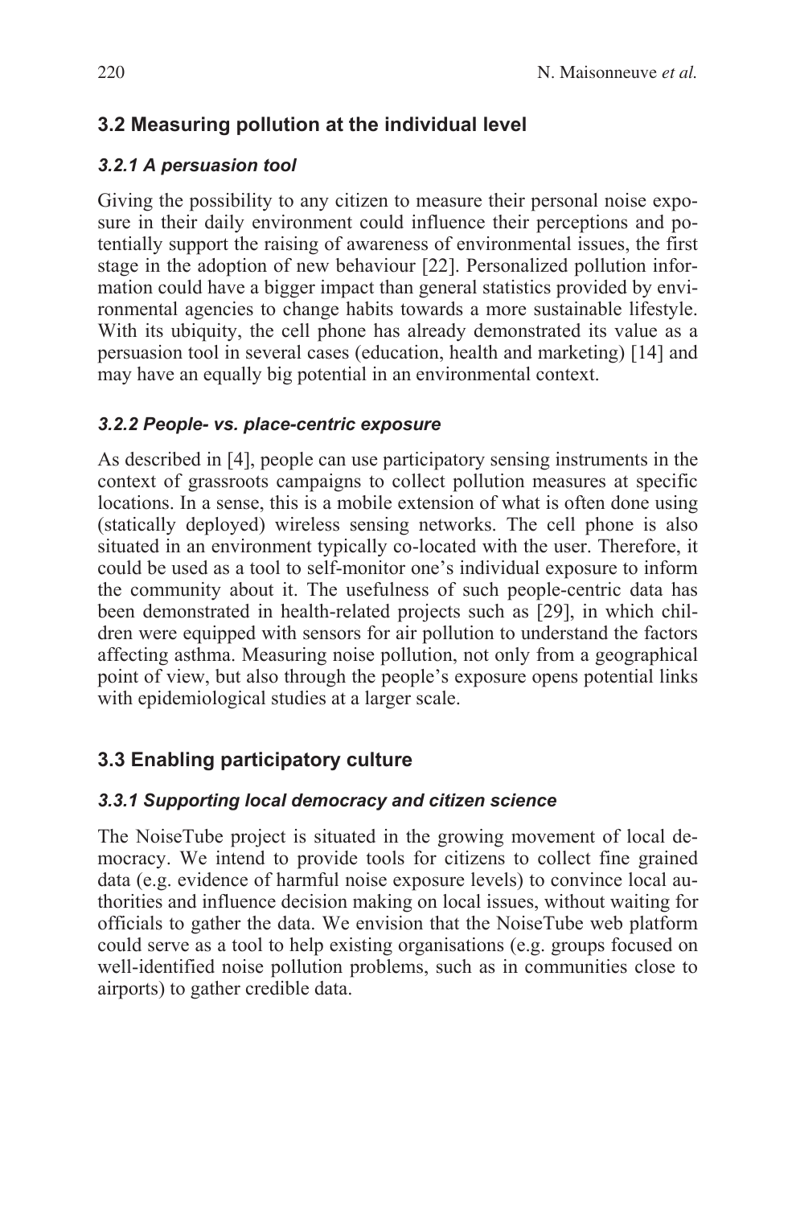## 3.2 Measuring pollution at the individual level

### *3.2.1 A persuasion tool*

Giving the possibility to any citizen to measure their personal noise exposure in their daily environment could influence their perceptions and potentially support the raising of awareness of environmental issues, the first stage in the adoption of new behaviour [22]. Personalized pollution information could have a bigger impact than general statistics provided by environmental agencies to change habits towards a more sustainable lifestyle. With its ubiquity, the cell phone has already demonstrated its value as a persuasion tool in several cases (education, health and marketing) [14] and may have an equally big potential in an environmental context.

### *3.2.2 People- vs. place-centric exposure*

As described in [4], people can use participatory sensing instruments in the context of grassroots campaigns to collect pollution measures at specific locations. In a sense, this is a mobile extension of what is often done using (statically deployed) wireless sensing networks. The cell phone is also situated in an environment typically co-located with the user. Therefore, it could be used as a tool to self-monitor one's individual exposure to inform the community about it. The usefulness of such people-centric data has been demonstrated in health-related projects such as [29], in which children were equipped with sensors for air pollution to understand the factors affecting asthma. Measuring noise pollution, not only from a geographical point of view, but also through the people's exposure opens potential links with epidemiological studies at a larger scale.

## 3.3 Enabling participatory culture

### *3.3.1 Supporting local democracy and citizen science*

The NoiseTube project is situated in the growing movement of local democracy. We intend to provide tools for citizens to collect fine grained data (e.g. evidence of harmful noise exposure levels) to convince local authorities and influence decision making on local issues, without waiting for officials to gather the data. We envision that the NoiseTube web platform could serve as a tool to help existing organisations (e.g. groups focused on well-identified noise pollution problems, such as in communities close to airports) to gather credible data.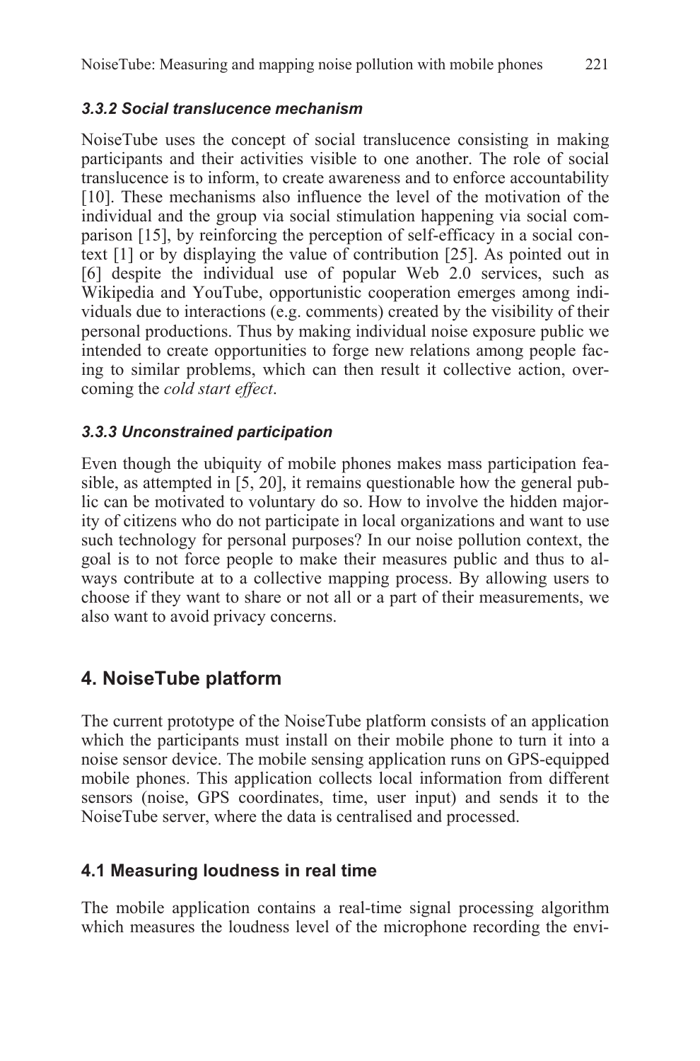#### *3.3.2 Social translucence mechanism*

NoiseTube uses the concept of social translucence consisting in making participants and their activities visible to one another. The role of social translucence is to inform, to create awareness and to enforce accountability [10]. These mechanisms also influence the level of the motivation of the individual and the group via social stimulation happening via social comparison [15], by reinforcing the perception of self-efficacy in a social context [1] or by displaying the value of contribution [25]. As pointed out in [6] despite the individual use of popular Web 2.0 services, such as Wikipedia and YouTube, opportunistic cooperation emerges among individuals due to interactions (e.g. comments) created by the visibility of their personal productions. Thus by making individual noise exposure public we intended to create opportunities to forge new relations among people facing to similar problems, which can then result it collective action, overcoming the *cold start effect*.

#### *3.3.3 Unconstrained participation*

Even though the ubiquity of mobile phones makes mass participation feasible, as attempted in [5, 20], it remains questionable how the general public can be motivated to voluntary do so. How to involve the hidden majority of citizens who do not participate in local organizations and want to use such technology for personal purposes? In our noise pollution context, the goal is to not force people to make their measures public and thus to always contribute at to a collective mapping process. By allowing users to choose if they want to share or not all or a part of their measurements, we also want to avoid privacy concerns.

## 4. NoiseTube platform

The current prototype of the NoiseTube platform consists of an application which the participants must install on their mobile phone to turn it into a noise sensor device. The mobile sensing application runs on GPS-equipped mobile phones. This application collects local information from different sensors (noise, GPS coordinates, time, user input) and sends it to the NoiseTube server, where the data is centralised and processed.

### 4.1 Measuring loudness in real time

The mobile application contains a real-time signal processing algorithm which measures the loudness level of the microphone recording the envi-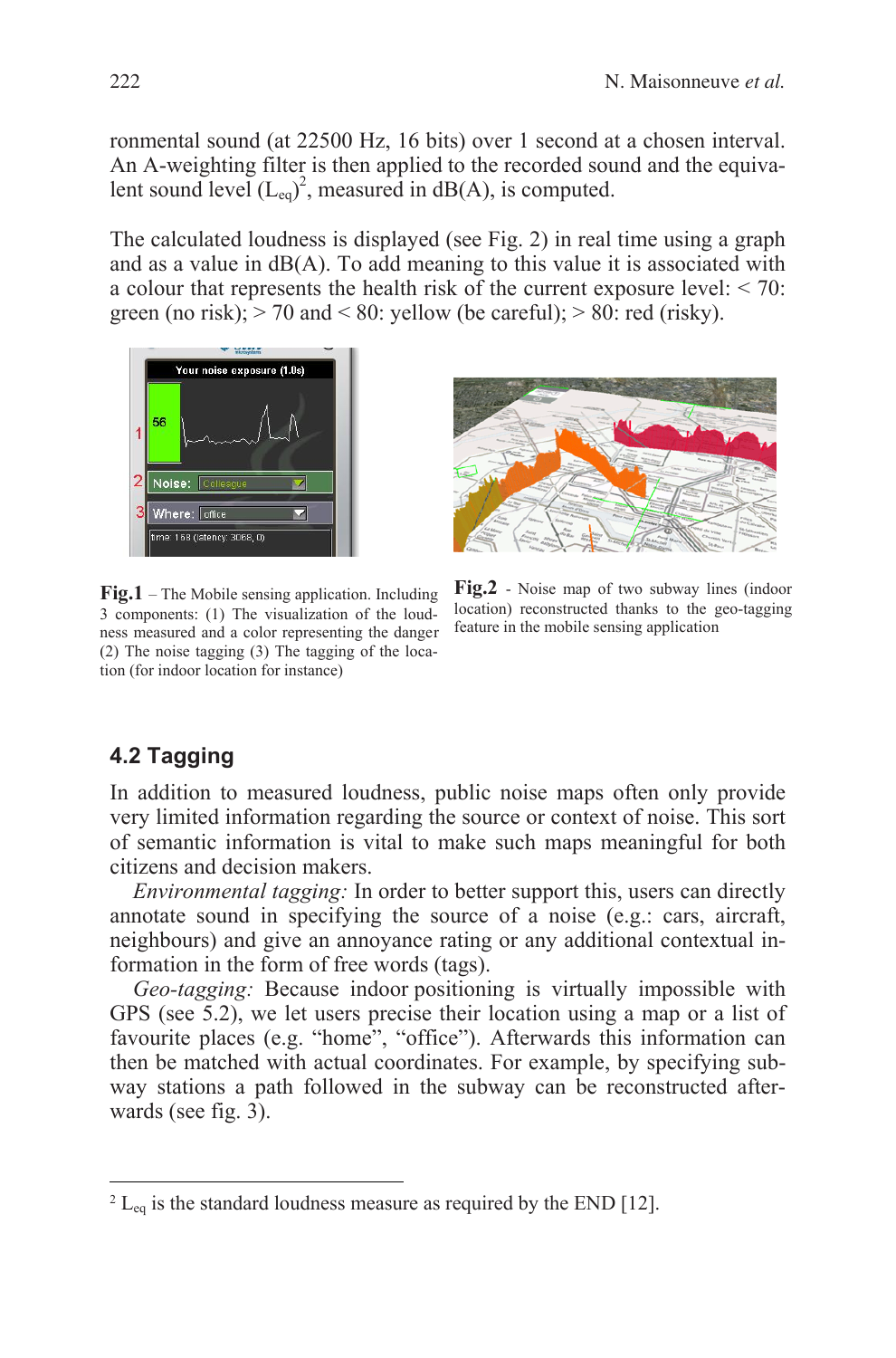ronmental sound (at 22500 Hz, 16 bits) over 1 second at a chosen interval. An A-weighting filter is then applied to the recorded sound and the equivalent sound level ($L_{eq}$)[2], measured in dB(A), is computed.

The calculated loudness is displayed (see Fig. 2) in real time using a graph and as a value in dB(A). To add meaning to this value it is associated with a colour that represents the health risk of the current exposure level: < 70: green (no risk); > 70 and < 80: yellow (be careful); > 80: red (risky).

**Fig.1** – The Mobile sensing application. Including 3 components: (1) The visualization of the loudness measured and a color representing the danger (2) The noise tagging (3) The tagging of the location (for indoor location for instance)

**Fig.2** - Noise map of two subway lines (indoor location) reconstructed thanks to the geo-tagging feature in the mobile sensing application

## 4.2 Tagging

In addition to measured loudness, public noise maps often only provide very limited information regarding the source or context of noise. This sort of semantic information is vital to make such maps meaningful for both citizens and decision makers.

*Environmental tagging:* In order to better support this, users can directly annotate sound in specifying the source of a noise (e.g.: cars, aircraft, neighbours) and give an annoyance rating or any additional contextual information in the form of free words (tags).

*Geo-tagging:* Because indoor positioning is virtually impossible with GPS (see 5.2), we let users precise their location using a map or a list of favourite places (e.g. “home”, “office”). Afterwards this information can then be matched with actual coordinates. For example, by specifying subway stations a path followed in the subway can be reconstructed afterwards (see fig. 3).

---

[2] $L_{eq}$ is the standard loudness measure as required by the END [12].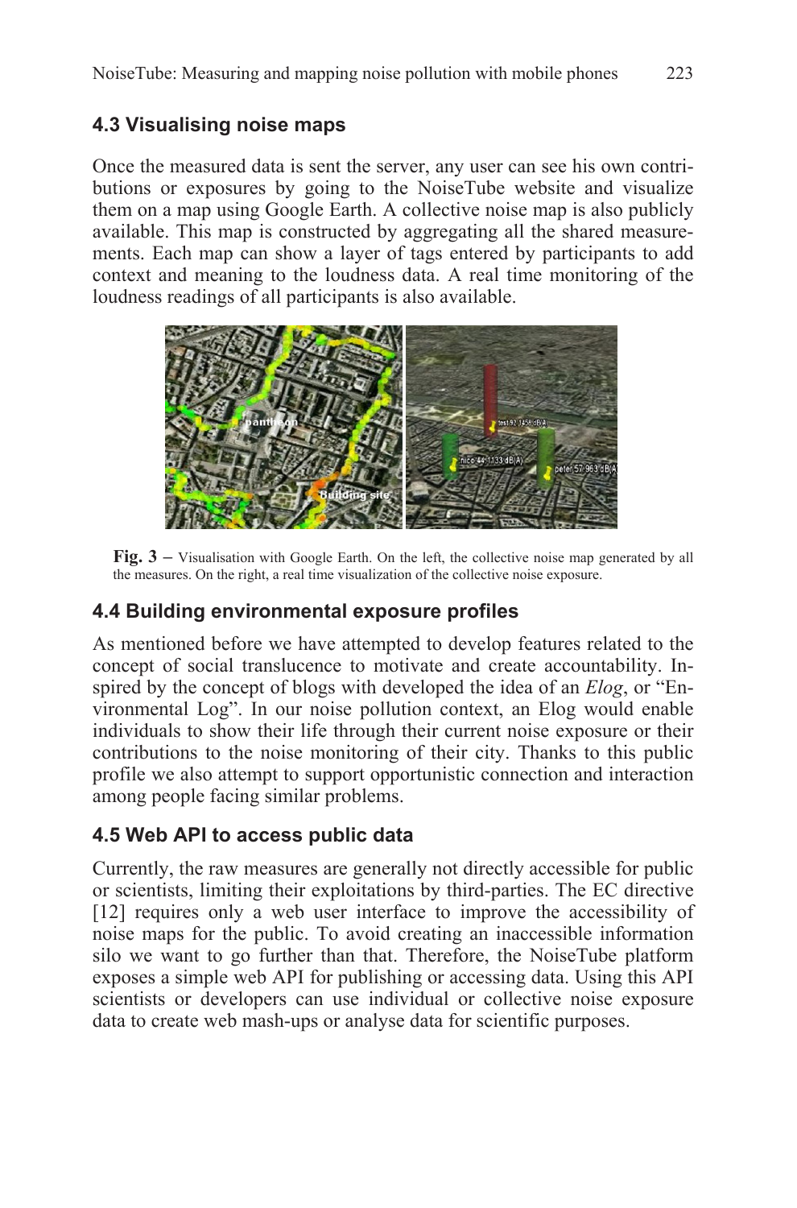## 4.3 Visualising noise maps

Once the measured data is sent the server, any user can see his own contributions or exposures by going to the NoiseTube website and visualize them on a map using Google Earth. A collective noise map is also publicly available. This map is constructed by aggregating all the shared measurements. Each map can show a layer of tags entered by participants to add context and meaning to the loudness data. A real time monitoring of the loudness readings of all participants is also available.

**Fig. 3 –** Visualisation with Google Earth. On the left, the collective noise map generated by all the measures. On the right, a real time visualization of the collective noise exposure.

## 4.4 Building environmental exposure profiles

As mentioned before we have attempted to develop features related to the concept of social translucence to motivate and create accountability. Inspired by the concept of blogs with developed the idea of an *Elog*, or "Environmental Log". In our noise pollution context, an Elog would enable individuals to show their life through their current noise exposure or their contributions to the noise monitoring of their city. Thanks to this public profile we also attempt to support opportunistic connection and interaction among people facing similar problems.

## 4.5 Web API to access public data

Currently, the raw measures are generally not directly accessible for public or scientists, limiting their exploitations by third-parties. The EC directive [12] requires only a web user interface to improve the accessibility of noise maps for the public. To avoid creating an inaccessible information silo we want to go further than that. Therefore, the NoiseTube platform exposes a simple web API for publishing or accessing data. Using this API scientists or developers can use individual or collective noise exposure data to create web mash-ups or analyse data for scientific purposes.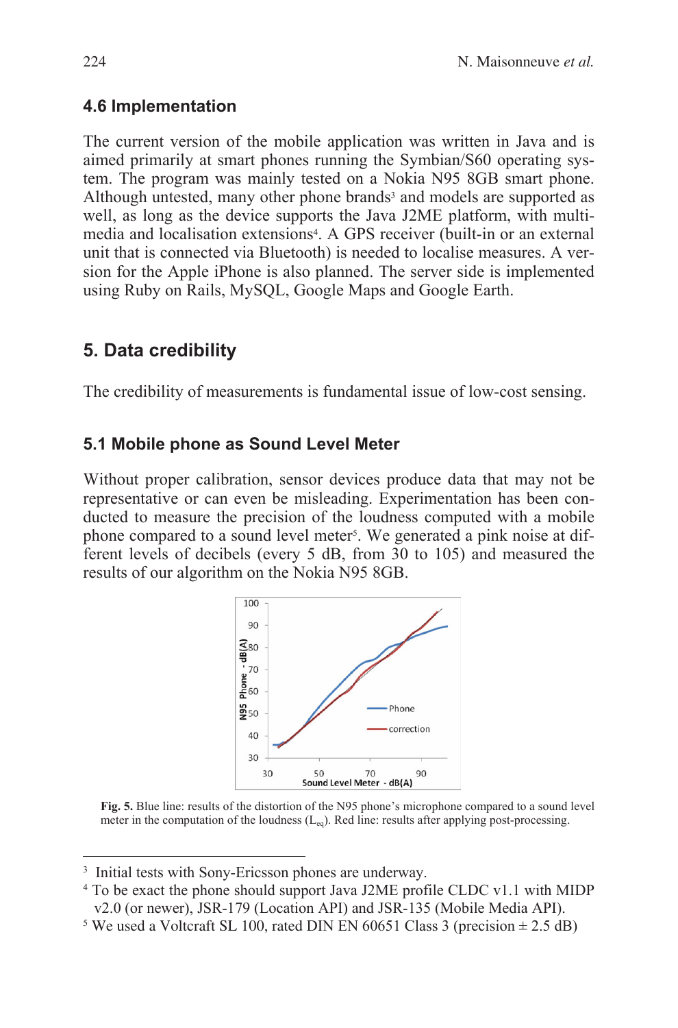### 4.6 Implementation

The current version of the mobile application was written in Java and is aimed primarily at smart phones running the Symbian/S60 operating system. The program was mainly tested on a Nokia N95 8GB smart phone. Although untested, many other phone brands[3] and models are supported as well, as long as the device supports the Java J2ME platform, with multimedia and localisation extensions[4]. A GPS receiver (built-in or an external unit that is connected via Bluetooth) is needed to localise measures. A version for the Apple iPhone is also planned. The server side is implemented using Ruby on Rails, MySQL, Google Maps and Google Earth.

## 5. Data credibility

The credibility of measurements is fundamental issue of low-cost sensing.

### 5.1 Mobile phone as Sound Level Meter

Without proper calibration, sensor devices produce data that may not be representative or can even be misleading. Experimentation has been conducted to measure the precision of the loudness computed with a mobile phone compared to a sound level meter[5]. We generated a pink noise at different levels of decibels (every 5 dB, from 30 to 105) and measured the results of our algorithm on the Nokia N95 8GB.

**Fig. 5.** Blue line: results of the distortion of the N95 phone's microphone compared to a sound level meter in the computation of the loudness ($L_{eq}$). Red line: results after applying post-processing.

---

[3] Initial tests with Sony-Ericsson phones are underway.

[4] To be exact the phone should support Java J2ME profile CLDC v1.1 with MIDP v2.0 (or newer), JSR-179 (Location API) and JSR-135 (Mobile Media API).

[5] We used a Voltcraft SL 100, rated DIN EN 60651 Class 3 (precision ± 2.5 dB)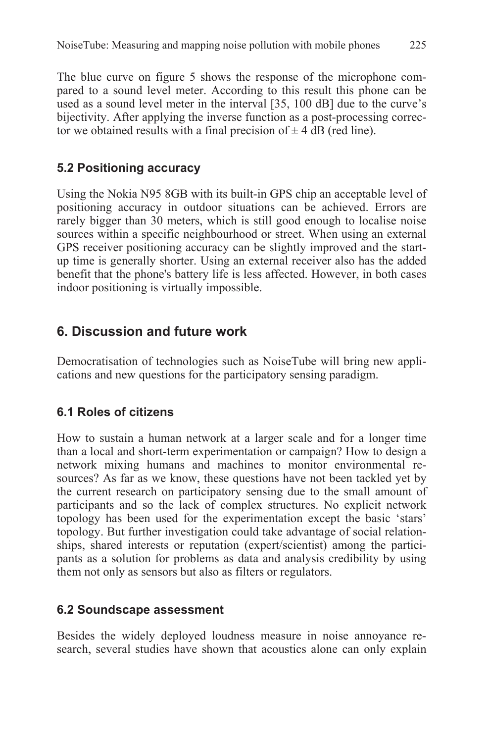The blue curve on figure 5 shows the response of the microphone compared to a sound level meter. According to this result this phone can be used as a sound level meter in the interval [35, 100 dB] due to the curve's bijectivity. After applying the inverse function as a post-processing corrector we obtained results with a final precision of ± 4 dB (red line).

### 5.2 Positioning accuracy

Using the Nokia N95 8GB with its built-in GPS chip an acceptable level of positioning accuracy in outdoor situations can be achieved. Errors are rarely bigger than 30 meters, which is still good enough to localise noise sources within a specific neighbourhood or street. When using an external GPS receiver positioning accuracy can be slightly improved and the start-up time is generally shorter. Using an external receiver also has the added benefit that the phone's battery life is less affected. However, in both cases indoor positioning is virtually impossible.

## 6. Discussion and future work

Democratisation of technologies such as NoiseTube will bring new applications and new questions for the participatory sensing paradigm.

### 6.1 Roles of citizens

How to sustain a human network at a larger scale and for a longer time than a local and short-term experimentation or campaign? How to design a network mixing humans and machines to monitor environmental resources? As far as we know, these questions have not been tackled yet by the current research on participatory sensing due to the small amount of participants and so the lack of complex structures. No explicit network topology has been used for the experimentation except the basic 'stars' topology. But further investigation could take advantage of social relationships, shared interests or reputation (expert/scientist) among the participants as a solution for problems as data and analysis credibility by using them not only as sensors but also as filters or regulators.

### 6.2 Soundscape assessment

Besides the widely deployed loudness measure in noise annoyance research, several studies have shown that acoustics alone can only explain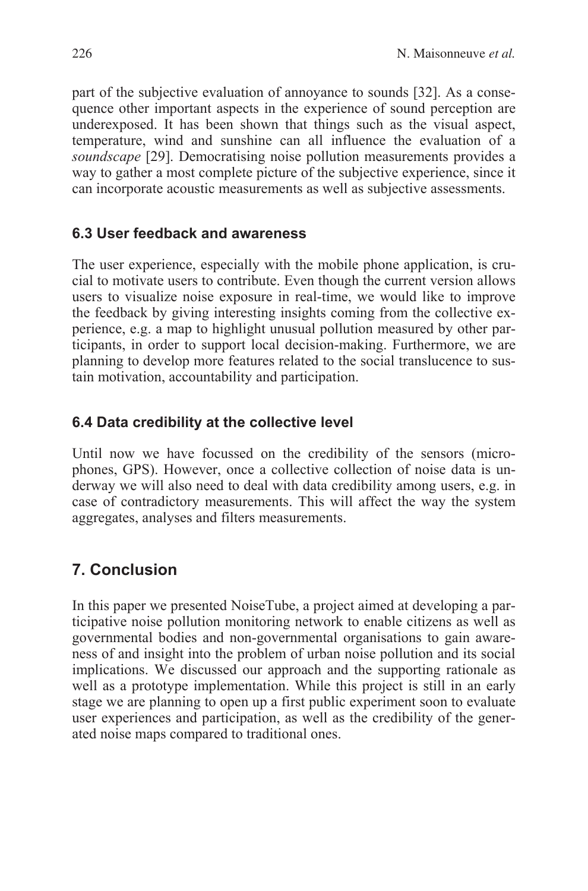part of the subjective evaluation of annoyance to sounds [32]. As a consequence other important aspects in the experience of sound perception are underexposed. It has been shown that things such as the visual aspect, temperature, wind and sunshine can all influence the evaluation of a *soundscape* [29]. Democratising noise pollution measurements provides a way to gather a most complete picture of the subjective experience, since it can incorporate acoustic measurements as well as subjective assessments.

### 6.3 User feedback and awareness

The user experience, especially with the mobile phone application, is crucial to motivate users to contribute. Even though the current version allows users to visualize noise exposure in real-time, we would like to improve the feedback by giving interesting insights coming from the collective experience, e.g. a map to highlight unusual pollution measured by other participants, in order to support local decision-making. Furthermore, we are planning to develop more features related to the social translucence to sustain motivation, accountability and participation.

### 6.4 Data credibility at the collective level

Until now we have focussed on the credibility of the sensors (microphones, GPS). However, once a collective collection of noise data is underway we will also need to deal with data credibility among users, e.g. in case of contradictory measurements. This will affect the way the system aggregates, analyses and filters measurements.

## 7. Conclusion

In this paper we presented NoiseTube, a project aimed at developing a participative noise pollution monitoring network to enable citizens as well as governmental bodies and non-governmental organisations to gain awareness of and insight into the problem of urban noise pollution and its social implications. We discussed our approach and the supporting rationale as well as a prototype implementation. While this project is still in an early stage we are planning to open up a first public experiment soon to evaluate user experiences and participation, as well as the credibility of the generated noise maps compared to traditional ones.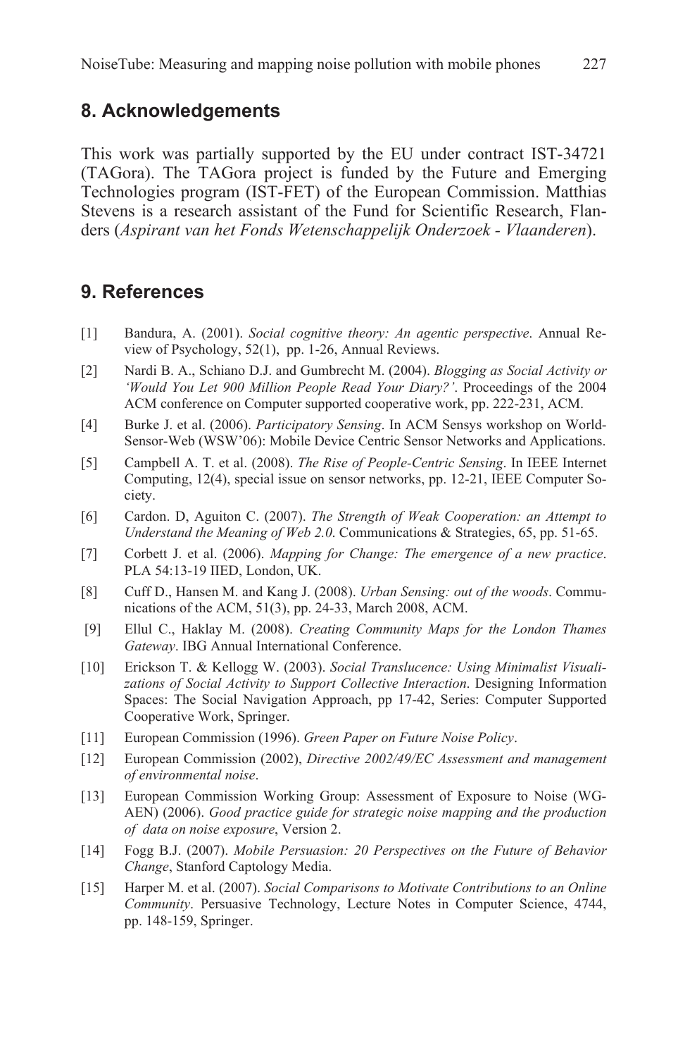## 8. Acknowledgements

This work was partially supported by the EU under contract IST-34721 (TAGora). The TAGora project is funded by the Future and Emerging Technologies program (IST-FET) of the European Commission. Matthias Stevens is a research assistant of the Fund for Scientific Research, Flanders (*Aspirant van het Fonds Wetenschappelijk Onderzoek - Vlaanderen*).

## 9. References

[1] Bandura, A. (2001). *Social cognitive theory: An agentic perspective*. Annual Review of Psychology, 52(1), pp. 1-26, Annual Reviews.

[2] Nardi B. A., Schiano D.J. and Gumbrecht M. (2004). *Blogging as Social Activity or 'Would You Let 900 Million People Read Your Diary?'*. Proceedings of the 2004 ACM conference on Computer supported cooperative work, pp. 222-231, ACM.

[4] Burke J. et al. (2006). *Participatory Sensing*. In ACM Sensys workshop on World-Sensor-Web (WSW'06): Mobile Device Centric Sensor Networks and Applications.

[5] Campbell A. T. et al. (2008). *The Rise of People-Centric Sensing*. In IEEE Internet Computing, 12(4), special issue on sensor networks, pp. 12-21, IEEE Computer Society.

[6] Cardon. D, Aguiton C. (2007). *The Strength of Weak Cooperation: an Attempt to Understand the Meaning of Web 2.0*. Communications & Strategies, 65, pp. 51-65.

[7] Corbett J. et al. (2006). *Mapping for Change: The emergence of a new practice*. PLA 54:13-19 IIED, London, UK.

[8] Cuff D., Hansen M. and Kang J. (2008). *Urban Sensing: out of the woods*. Communications of the ACM, 51(3), pp. 24-33, March 2008, ACM.

[9] Ellul C., Haklay M. (2008). *Creating Community Maps for the London Thames Gateway*. IBG Annual International Conference.

[10] Erickson T. & Kellogg W. (2003). *Social Translucence: Using Minimalist Visualizations of Social Activity to Support Collective Interaction*. Designing Information Spaces: The Social Navigation Approach, pp 17-42, Series: Computer Supported Cooperative Work, Springer.

[11] European Commission (1996). *Green Paper on Future Noise Policy*.

[12] European Commission (2002), *Directive 2002/49/EC Assessment and management of environmental noise*.

[13] European Commission Working Group: Assessment of Exposure to Noise (WG-AEN) (2006). *Good practice guide for strategic noise mapping and the production of data on noise exposure*, Version 2.

[14] Fogg B.J. (2007). *Mobile Persuasion: 20 Perspectives on the Future of Behavior Change*, Stanford Captology Media.

[15] Harper M. et al. (2007). *Social Comparisons to Motivate Contributions to an Online Community*. Persuasive Technology, Lecture Notes in Computer Science, 4744, pp. 148-159, Springer.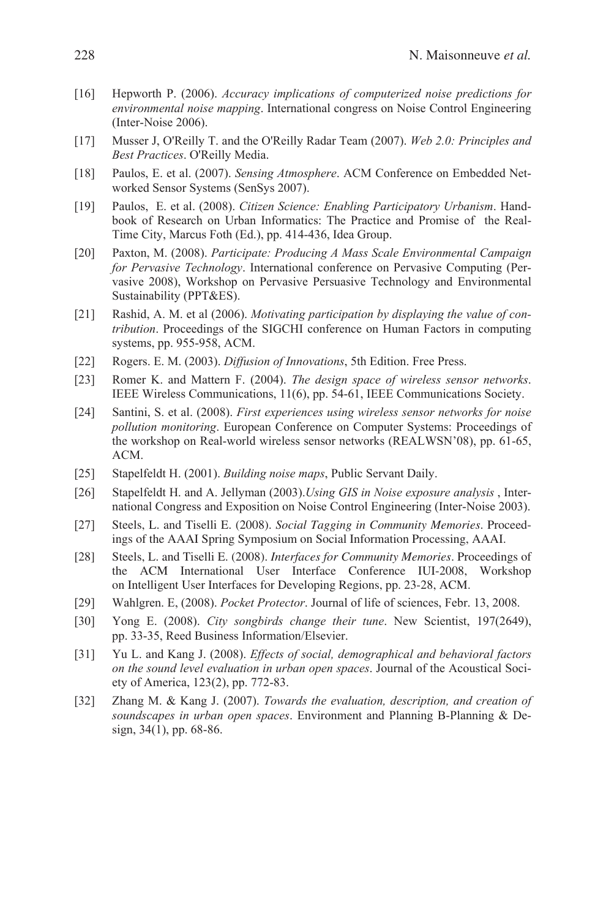[16] Hepworth P. (2006). *Accuracy implications of computerized noise predictions for environmental noise mapping*. International congress on Noise Control Engineering (Inter-Noise 2006).

[17] Musser J, O'Reilly T. and the O'Reilly Radar Team (2007). *Web 2.0: Principles and Best Practices*. O'Reilly Media.

[18] Paulos, E. et al. (2007). *Sensing Atmosphere*. ACM Conference on Embedded Networked Sensor Systems (SenSys 2007).

[19] Paulos, E. et al. (2008). *Citizen Science: Enabling Participatory Urbanism*. Handbook of Research on Urban Informatics: The Practice and Promise of the Real-Time City, Marcus Foth (Ed.), pp. 414-436, Idea Group.

[20] Paxton, M. (2008). *Participate: Producing A Mass Scale Environmental Campaign for Pervasive Technology*. International conference on Pervasive Computing (Pervasive 2008), Workshop on Pervasive Persuasive Technology and Environmental Sustainability (PPT&ES).

[21] Rashid, A. M. et al (2006). *Motivating participation by displaying the value of contribution*. Proceedings of the SIGCHI conference on Human Factors in computing systems, pp. 955-958, ACM.

[22] Rogers. E. M. (2003). *Diffusion of Innovations*, 5th Edition. Free Press.

[23] Romer K. and Mattern F. (2004). *The design space of wireless sensor networks*. IEEE Wireless Communications, 11(6), pp. 54-61, IEEE Communications Society.

[24] Santini, S. et al. (2008). *First experiences using wireless sensor networks for noise pollution monitoring*. European Conference on Computer Systems: Proceedings of the workshop on Real-world wireless sensor networks (REALWSN'08), pp. 61-65, ACM.

[25] Stapelfeldt H. (2001). *Building noise maps*, Public Servant Daily.

[26] Stapelfeldt H. and A. Jellyman (2003).*Using GIS in Noise exposure analysis* , International Congress and Exposition on Noise Control Engineering (Inter-Noise 2003).

[27] Steels, L. and Tiselli E. (2008). *Social Tagging in Community Memories*. Proceedings of the AAAI Spring Symposium on Social Information Processing, AAAI.

[28] Steels, L. and Tiselli E. (2008). *Interfaces for Community Memories*. Proceedings of the ACM International User Interface Conference IUI-2008, Workshop on Intelligent User Interfaces for Developing Regions, pp. 23-28, ACM.

[29] Wahlgren. E, (2008). *Pocket Protector*. Journal of life of sciences, Febr. 13, 2008.

[30] Yong E. (2008). *City songbirds change their tune*. New Scientist, 197(2649), pp. 33-35, Reed Business Information/Elsevier.

[31] Yu L. and Kang J. (2008). *Effects of social, demographical and behavioral factors on the sound level evaluation in urban open spaces*. Journal of the Acoustical Society of America, 123(2), pp. 772-83.

[32] Zhang M. & Kang J. (2007). *Towards the evaluation, description, and creation of soundscapes in urban open spaces*. Environment and Planning B-Planning & Design, 34(1), pp. 68-86.